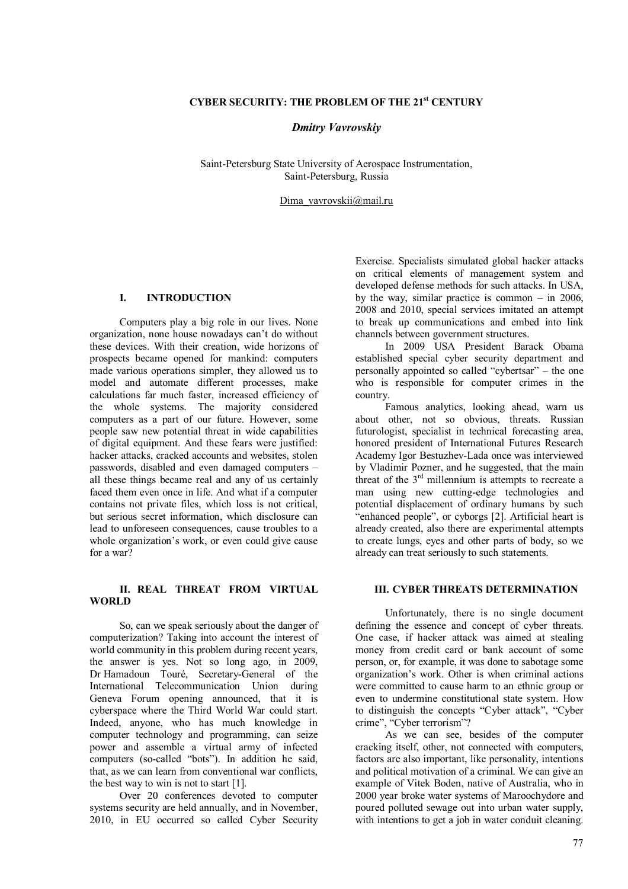# CYBER SECURITY: THE PROBLEM OF THE 21st CENTURY

***Dmitry Vavrovskiy***

Saint-Petersburg State University of Aerospace Instrumentation, Saint-Petersburg, Russia

Dima_vavrovskii@mail.ru

## I. INTRODUCTION

Computers play a big role in our lives. None organization, none house nowadays can't do without these devices. With their creation, wide horizons of prospects became opened for mankind: computers made various operations simpler, they allowed us to model and automate different processes, make calculations far much faster, increased efficiency of the whole systems. The majority considered computers as a part of our future. However, some people saw new potential threat in wide capabilities of digital equipment. And these fears were justified: hacker attacks, cracked accounts and websites, stolen passwords, disabled and even damaged computers – all these things became real and any of us certainly faced them even once in life. And what if a computer contains not private files, which loss is not critical, but serious secret information, which disclosure can lead to unforeseen consequences, cause troubles to a whole organization's work, or even could give cause for a war?

## II. REAL THREAT FROM VIRTUAL WORLD

So, can we speak seriously about the danger of computerization? Taking into account the interest of world community in this problem during recent years, the answer is yes. Not so long ago, in 2009, Dr Hamadoun Touré, Secretary-General of the International Telecommunication Union during Geneva Forum opening announced, that it is cyberspace where the Third World War could start. Indeed, anyone, who has much knowledge in computer technology and programming, can seize power and assemble a virtual army of infected computers (so-called "bots"). In addition he said, that, as we can learn from conventional war conflicts, the best way to win is not to start [1].

Over 20 conferences devoted to computer systems security are held annually, and in November, 2010, in EU occurred so called Cyber Security Exercise. Specialists simulated global hacker attacks on critical elements of management system and developed defense methods for such attacks. In USA, by the way, similar practice is common – in 2006, 2008 and 2010, special services imitated an attempt to break up communications and embed into link channels between government structures.

In 2009 USA President Barack Obama established special cyber security department and personally appointed so called "cybertsar" – the one who is responsible for computer crimes in the country.

Famous analytics, looking ahead, warn us about other, not so obvious, threats. Russian futurologist, specialist in technical forecasting area, honored president of International Futures Research Academy Igor Bestuzhev-Lada once was interviewed by Vladimir Pozner, and he suggested, that the main threat of the 3rd millennium is attempts to recreate a man using new cutting-edge technologies and potential displacement of ordinary humans by such "enhanced people", or cyborgs [2]. Artificial heart is already created, also there are experimental attempts to create lungs, eyes and other parts of body, so we already can treat seriously to such statements.

## III. CYBER THREATS DETERMINATION

Unfortunately, there is no single document defining the essence and concept of cyber threats. One case, if hacker attack was aimed at stealing money from credit card or bank account of some person, or, for example, it was done to sabotage some organization's work. Other is when criminal actions were committed to cause harm to an ethnic group or even to undermine constitutional state system. How to distinguish the concepts "Cyber attack", "Cyber crime", "Cyber terrorism"?

As we can see, besides of the computer cracking itself, other, not connected with computers, factors are also important, like personality, intentions and political motivation of a criminal. We can give an example of Vitek Boden, native of Australia, who in 2000 year broke water systems of Maroochydore and poured polluted sewage out into urban water supply, with intentions to get a job in water conduit cleaning.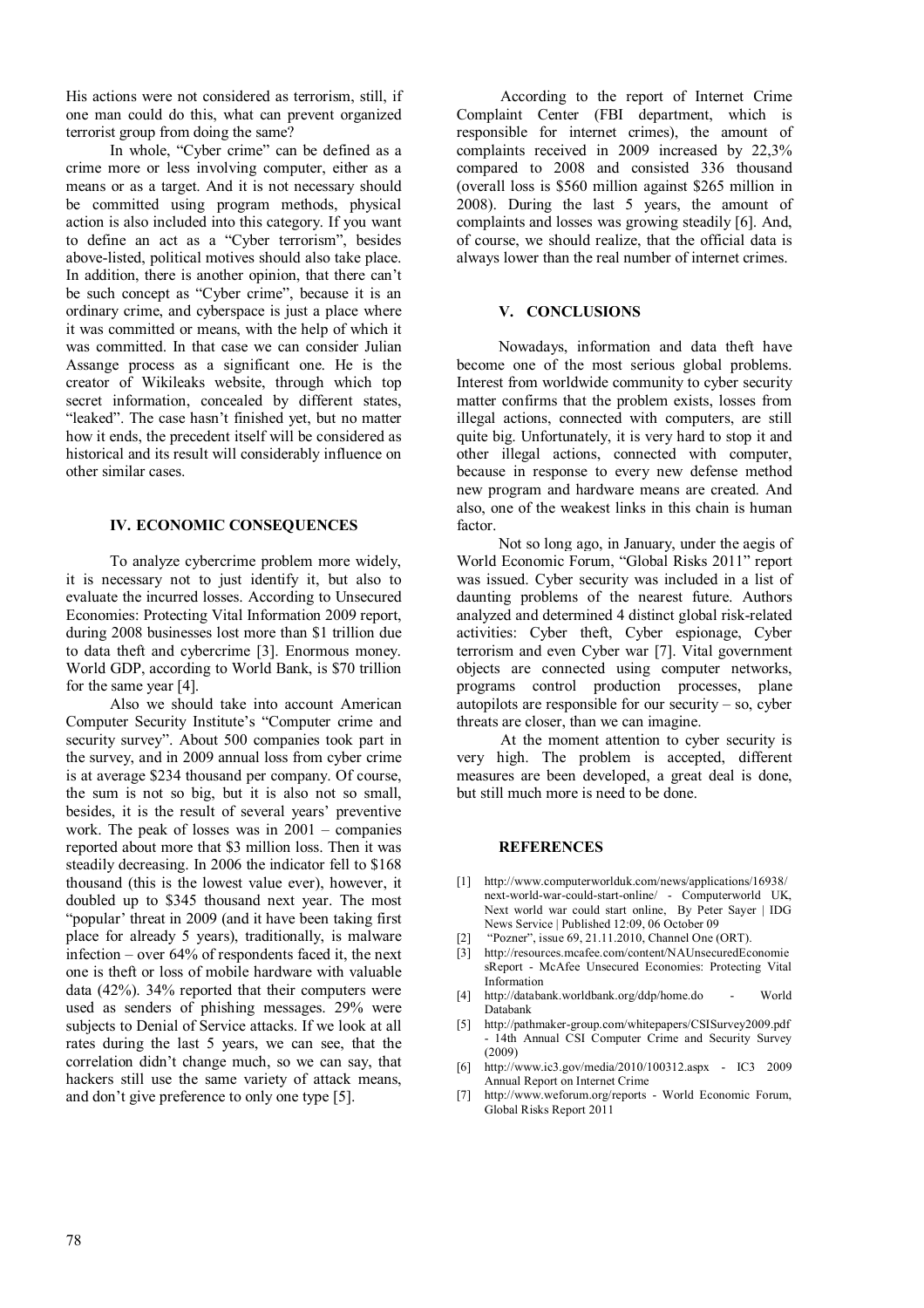His actions were not considered as terrorism, still, if one man could do this, what can prevent organized terrorist group from doing the same?

In whole, "Cyber crime" can be defined as a crime more or less involving computer, either as a means or as a target. And it is not necessary should be committed using program methods, physical action is also included into this category. If you want to define an act as a "Cyber terrorism", besides above-listed, political motives should also take place. In addition, there is another opinion, that there can't be such concept as "Cyber crime", because it is an ordinary crime, and cyberspace is just a place where it was committed or means, with the help of which it was committed. In that case we can consider Julian Assange process as a significant one. He is the creator of Wikileaks website, through which top secret information, concealed by different states, "leaked". The case hasn't finished yet, but no matter how it ends, the precedent itself will be considered as historical and its result will considerably influence on other similar cases.

## IV. ECONOMIC CONSEQUENCES

To analyze cybercrime problem more widely, it is necessary not to just identify it, but also to evaluate the incurred losses. According to Unsecured Economies: Protecting Vital Information 2009 report, during 2008 businesses lost more than $1 trillion due to data theft and cybercrime [3]. Enormous money. World GDP, according to World Bank, is $70 trillion for the same year [4].

Also we should take into account American Computer Security Institute's "Computer crime and security survey". About 500 companies took part in the survey, and in 2009 annual loss from cyber crime is at average $234 thousand per company. Of course, the sum is not so big, but it is also not so small, besides, it is the result of several years' preventive work. The peak of losses was in 2001 – companies reported about more that $3 million loss. Then it was steadily decreasing. In 2006 the indicator fell to $168 thousand (this is the lowest value ever), however, it doubled up to $345 thousand next year. The most "popular' threat in 2009 (and it have been taking first place for already 5 years), traditionally, is malware infection – over 64% of respondents faced it, the next one is theft or loss of mobile hardware with valuable data (42%). 34% reported that their computers were used as senders of phishing messages. 29% were subjects to Denial of Service attacks. If we look at all rates during the last 5 years, we can see, that the correlation didn't change much, so we can say, that hackers still use the same variety of attack means, and don't give preference to only one type [5].

According to the report of Internet Crime Complaint Center (FBI department, which is responsible for internet crimes), the amount of complaints received in 2009 increased by 22,3% compared to 2008 and consisted 336 thousand (overall loss is $560 million against $265 million in 2008). During the last 5 years, the amount of complaints and losses was growing steadily [6]. And, of course, we should realize, that the official data is always lower than the real number of internet crimes.

## V. CONCLUSIONS

Nowadays, information and data theft have become one of the most serious global problems. Interest from worldwide community to cyber security matter confirms that the problem exists, losses from illegal actions, connected with computers, are still quite big. Unfortunately, it is very hard to stop it and other illegal actions, connected with computer, because in response to every new defense method new program and hardware means are created. And also, one of the weakest links in this chain is human factor.

Not so long ago, in January, under the aegis of World Economic Forum, "Global Risks 2011" report was issued. Cyber security was included in a list of daunting problems of the nearest future. Authors analyzed and determined 4 distinct global risk-related activities: Cyber theft, Cyber espionage, Cyber terrorism and even Cyber war [7]. Vital government objects are connected using computer networks, programs control production processes, plane autopilots are responsible for our security – so, cyber threats are closer, than we can imagine.

At the moment attention to cyber security is very high. The problem is accepted, different measures are been developed, a great deal is done, but still much more is need to be done.

## REFERENCES

- [1] http://www.computerworlduk.com/news/applications/16938/next-world-war-could-start-online/ - Computerworld UK, Next world war could start online, By Peter Sayer | IDG News Service | Published 12:09, 06 October 09
- [2] "Pozner", issue 69, 21.11.2010, Channel One (ORT).
- [3] http://resources.mcafee.com/content/NAUnsecuredEconomiesReport - McAfee Unsecured Economies: Protecting Vital Information
- [4] http://databank.worldbank.org/ddp/home.do - World Databank
- [5] http://pathmaker-group.com/whitepapers/CSISurvey2009.pdf - 14th Annual CSI Computer Crime and Security Survey (2009)
- [6] http://www.ic3.gov/media/2010/100312.aspx - IC3 2009 Annual Report on Internet Crime
- [7] http://www.weforum.org/reports - World Economic Forum, Global Risks Report 2011